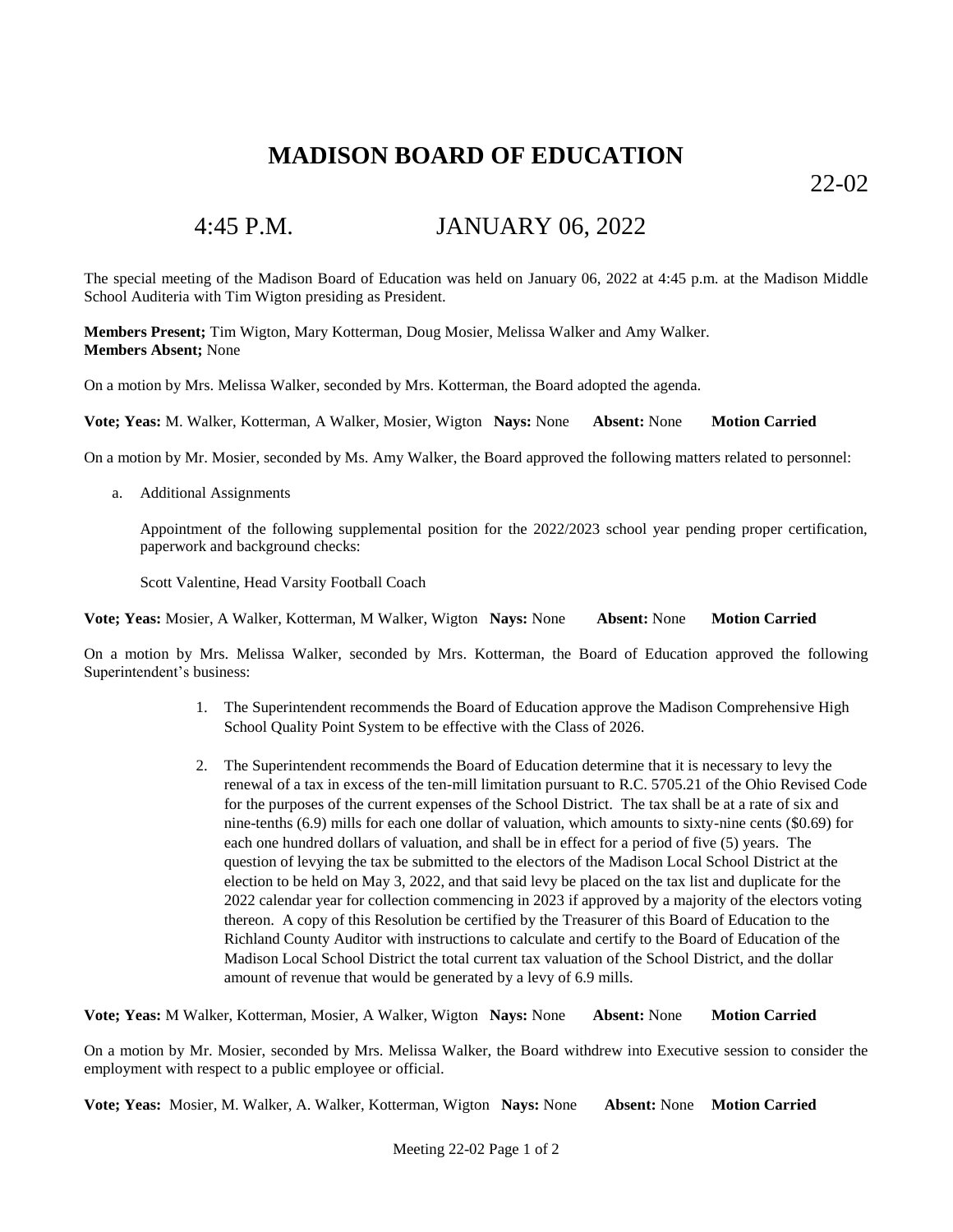# MADISON BOARD OF EDUCATION

22-02

## 4:45 P.M. JANUARY 06, 2022

The special meeting of the Madison Board of Education was held on January 06, 2022 at 4:45 p.m. at the Madison Middle School Auditeria with Tim Wigton presiding as President.

**Members Present;** Tim Wigton, Mary Kotterman, Doug Mosier, Melissa Walker and Amy Walker.
**Members Absent;** None

On a motion by Mrs. Melissa Walker, seconded by Mrs. Kotterman, the Board adopted the agenda.

**Vote; Yeas:** M. Walker, Kotterman, A Walker, Mosier, Wigton **Nays:** None **Absent:** None **Motion Carried**

On a motion by Mr. Mosier, seconded by Ms. Amy Walker, the Board approved the following matters related to personnel:

a. Additional Assignments

   Appointment of the following supplemental position for the 2022/2023 school year pending proper certification, paperwork and background checks:

   Scott Valentine, Head Varsity Football Coach

**Vote; Yeas:** Mosier, A Walker, Kotterman, M Walker, Wigton **Nays:** None **Absent:** None **Motion Carried**

On a motion by Mrs. Melissa Walker, seconded by Mrs. Kotterman, the Board of Education approved the following Superintendent's business:

1. The Superintendent recommends the Board of Education approve the Madison Comprehensive High School Quality Point System to be effective with the Class of 2026.

2. The Superintendent recommends the Board of Education determine that it is necessary to levy the renewal of a tax in excess of the ten-mill limitation pursuant to R.C. 5705.21 of the Ohio Revised Code for the purposes of the current expenses of the School District. The tax shall be at a rate of six and nine-tenths (6.9) mills for each one dollar of valuation, which amounts to sixty-nine cents ($0.69) for each one hundred dollars of valuation, and shall be in effect for a period of five (5) years. The question of levying the tax be submitted to the electors of the Madison Local School District at the election to be held on May 3, 2022, and that said levy be placed on the tax list and duplicate for the 2022 calendar year for collection commencing in 2023 if approved by a majority of the electors voting thereon. A copy of this Resolution be certified by the Treasurer of this Board of Education to the Richland County Auditor with instructions to calculate and certify to the Board of Education of the Madison Local School District the total current tax valuation of the School District, and the dollar amount of revenue that would be generated by a levy of 6.9 mills.

**Vote; Yeas:** M Walker, Kotterman, Mosier, A Walker, Wigton **Nays:** None **Absent:** None **Motion Carried**

On a motion by Mr. Mosier, seconded by Mrs. Melissa Walker, the Board withdrew into Executive session to consider the employment with respect to a public employee or official.

**Vote; Yeas:** Mosier, M. Walker, A. Walker, Kotterman, Wigton **Nays:** None **Absent:** None **Motion Carried**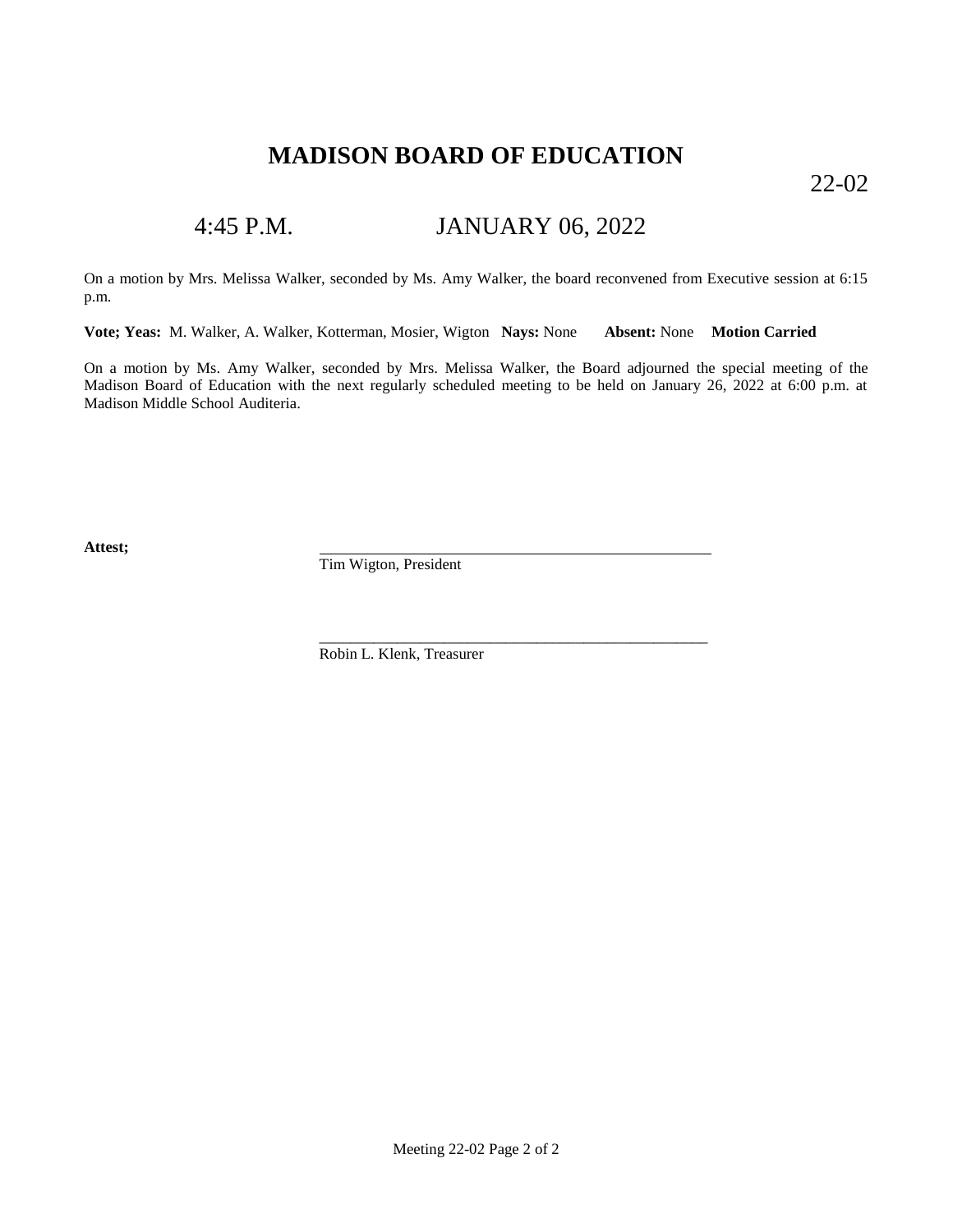# MADISON BOARD OF EDUCATION

22-02

4:45 P.M. JANUARY 06, 2022

On a motion by Mrs. Melissa Walker, seconded by Ms. Amy Walker, the board reconvened from Executive session at 6:15 p.m.

**Vote; Yeas:** M. Walker, A. Walker, Kotterman, Mosier, Wigton **Nays:** None **Absent:** None **Motion Carried**

On a motion by Ms. Amy Walker, seconded by Mrs. Melissa Walker, the Board adjourned the special meeting of the Madison Board of Education with the next regularly scheduled meeting to be held on January 26, 2022 at 6:00 p.m. at Madison Middle School Auditeria.

**Attest;**

\_\_\_\_\_\_\_\_\_\_\_\_\_\_\_\_\_\_\_\_\_\_\_\_\_\_\_\_\_\_\_\_\_\_\_\_\_\_\_\_\_\_\_\_\_\_\_\_
Tim Wigton, President

\_\_\_\_\_\_\_\_\_\_\_\_\_\_\_\_\_\_\_\_\_\_\_\_\_\_\_\_\_\_\_\_\_\_\_\_\_\_\_\_\_\_\_\_\_\_\_\_
Robin L. Klenk, Treasurer